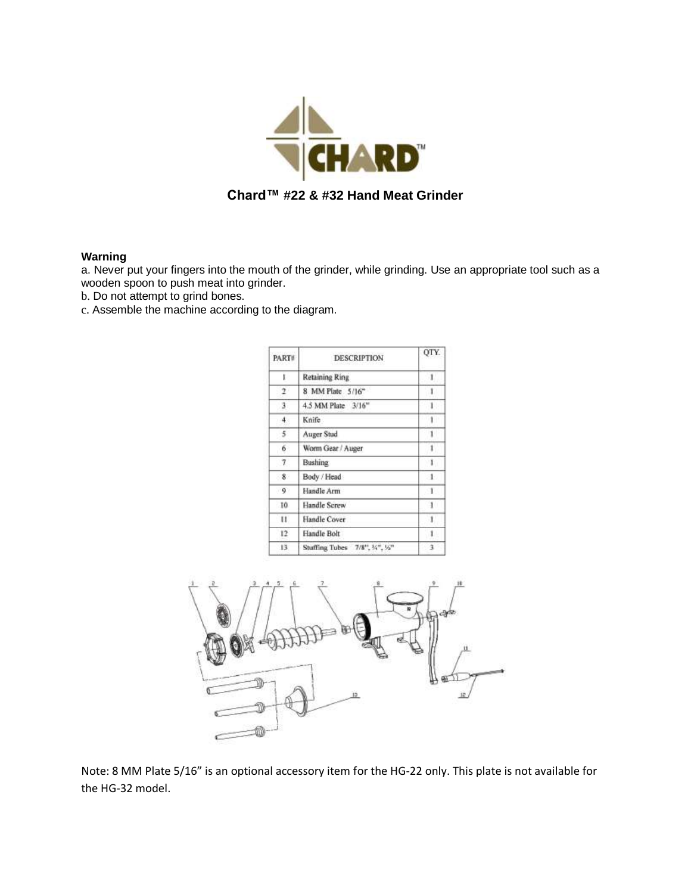# Chard™ #22 & #32 Hand Meat Grinder

**Warning**

a. Never put your fingers into the mouth of the grinder, while grinding. Use an appropriate tool such as a wooden spoon to push meat into grinder.

b. Do not attempt to grind bones.

c. Assemble the machine according to the diagram.

| PART# | DESCRIPTION | QTY. |
|---|---|---|
| 1 | Retaining Ring | 1 |
| 2 | 8 MM Plate 5/16" | 1 |
| 3 | 4.5 MM Plate 3/16" | 1 |
| 4 | Knife | 1 |
| 5 | Auger Stud | 1 |
| 6 | Worm Gear / Auger | 1 |
| 7 | Bushing | 1 |
| 8 | Body / Head | 1 |
| 9 | Handle Arm | 1 |
| 10 | Handle Screw | 1 |
| 11 | Handle Cover | 1 |
| 12 | Handle Bolt | 1 |
| 13 | Stuffing Tubes 7/8", ¾", ½" | 3 |

Note: 8 MM Plate 5/16" is an optional accessory item for the HG-22 only. This plate is not available for the HG-32 model.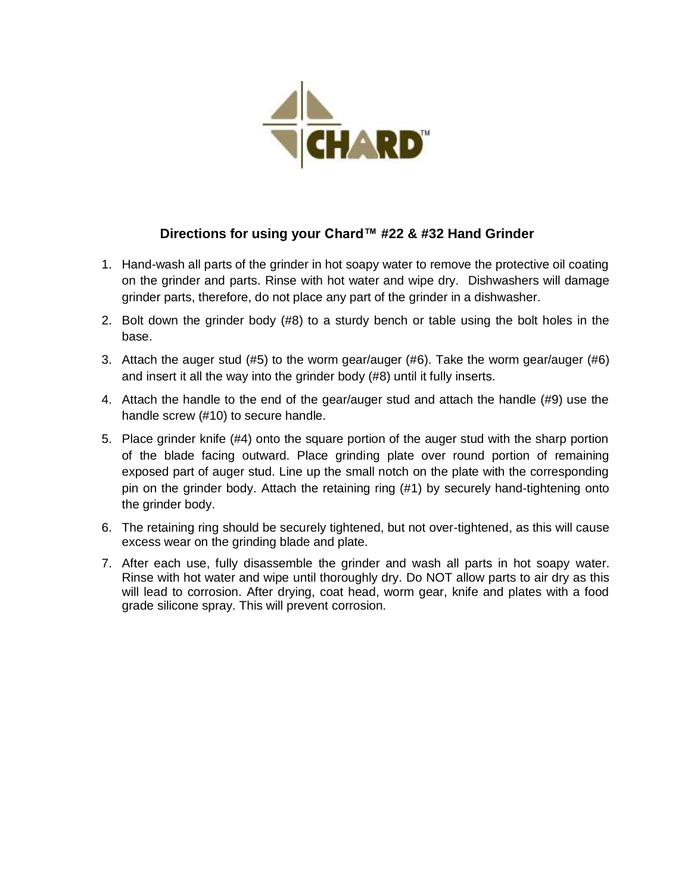CHARD™

### Directions for using your Chard™ #22 & #32 Hand Grinder

1. Hand-wash all parts of the grinder in hot soapy water to remove the protective oil coating on the grinder and parts. Rinse with hot water and wipe dry. Dishwashers will damage grinder parts, therefore, do not place any part of the grinder in a dishwasher.
2. Bolt down the grinder body (#8) to a sturdy bench or table using the bolt holes in the base.
3. Attach the auger stud (#5) to the worm gear/auger (#6). Take the worm gear/auger (#6) and insert it all the way into the grinder body (#8) until it fully inserts.
4. Attach the handle to the end of the gear/auger stud and attach the handle (#9) use the handle screw (#10) to secure handle.
5. Place grinder knife (#4) onto the square portion of the auger stud with the sharp portion of the blade facing outward. Place grinding plate over round portion of remaining exposed part of auger stud. Line up the small notch on the plate with the corresponding pin on the grinder body. Attach the retaining ring (#1) by securely hand-tightening onto the grinder body.
6. The retaining ring should be securely tightened, but not over-tightened, as this will cause excess wear on the grinding blade and plate.
7. After each use, fully disassemble the grinder and wash all parts in hot soapy water. Rinse with hot water and wipe until thoroughly dry. Do NOT allow parts to air dry as this will lead to corrosion. After drying, coat head, worm gear, knife and plates with a food grade silicone spray. This will prevent corrosion.